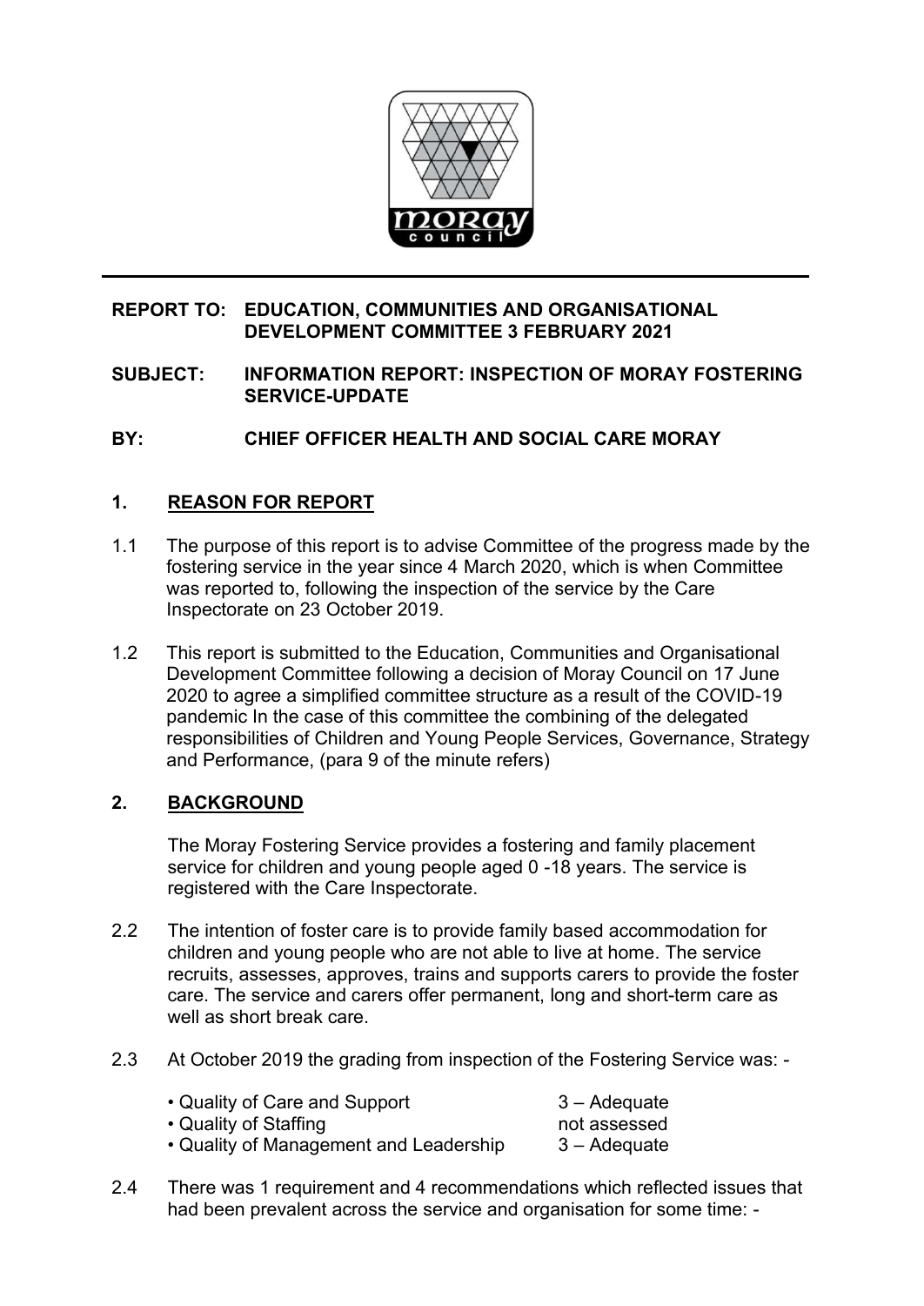**REPORT TO: EDUCATION, COMMUNITIES AND ORGANISATIONAL DEVELOPMENT COMMITTEE 3 FEBRUARY 2021**

**SUBJECT: INFORMATION REPORT: INSPECTION OF MORAY FOSTERING SERVICE-UPDATE**

**BY: CHIEF OFFICER HEALTH AND SOCIAL CARE MORAY**

## 1. REASON FOR REPORT

1.1 The purpose of this report is to advise Committee of the progress made by the fostering service in the year since 4 March 2020, which is when Committee was reported to, following the inspection of the service by the Care Inspectorate on 23 October 2019.

1.2 This report is submitted to the Education, Communities and Organisational Development Committee following a decision of Moray Council on 17 June 2020 to agree a simplified committee structure as a result of the COVID-19 pandemic In the case of this committee the combining of the delegated responsibilities of Children and Young People Services, Governance, Strategy and Performance, (para 9 of the minute refers)

## 2. BACKGROUND

The Moray Fostering Service provides a fostering and family placement service for children and young people aged 0 -18 years. The service is registered with the Care Inspectorate.

2.2 The intention of foster care is to provide family based accommodation for children and young people who are not able to live at home. The service recruits, assesses, approves, trains and supports carers to provide the foster care. The service and carers offer permanent, long and short-term care as well as short break care.

2.3 At October 2019 the grading from inspection of the Fostering Service was: -

| | |
|---|---|
| • Quality of Care and Support | 3 – Adequate |
| • Quality of Staffing | not assessed |
| • Quality of Management and Leadership | 3 – Adequate |

2.4 There was 1 requirement and 4 recommendations which reflected issues that had been prevalent across the service and organisation for some time: -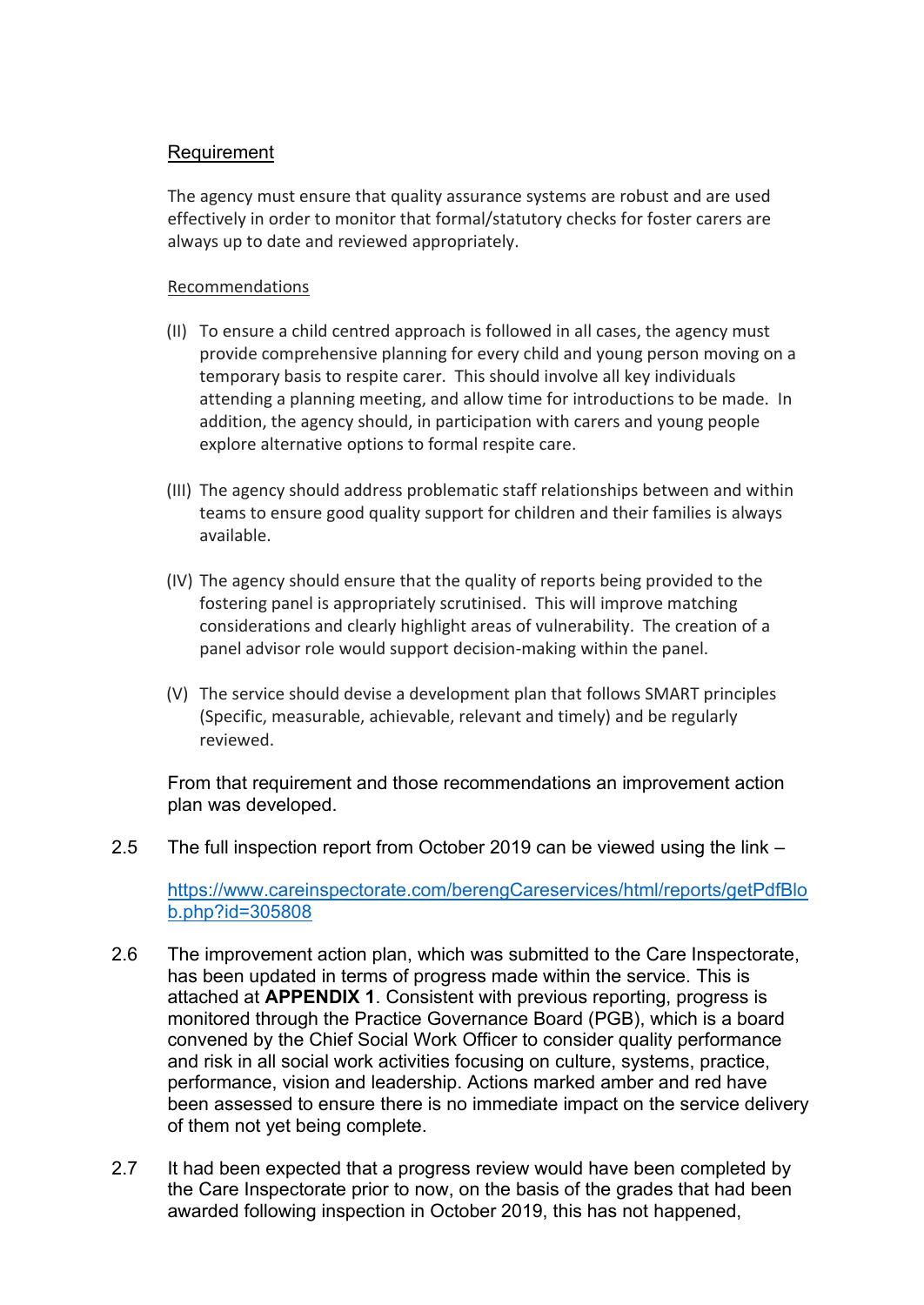Requirement

The agency must ensure that quality assurance systems are robust and are used effectively in order to monitor that formal/statutory checks for foster carers are always up to date and reviewed appropriately.

Recommendations

(II) To ensure a child centred approach is followed in all cases, the agency must provide comprehensive planning for every child and young person moving on a temporary basis to respite carer. This should involve all key individuals attending a planning meeting, and allow time for introductions to be made. In addition, the agency should, in participation with carers and young people explore alternative options to formal respite care.

(III) The agency should address problematic staff relationships between and within teams to ensure good quality support for children and their families is always available.

(IV) The agency should ensure that the quality of reports being provided to the fostering panel is appropriately scrutinised. This will improve matching considerations and clearly highlight areas of vulnerability. The creation of a panel advisor role would support decision-making within the panel.

(V) The service should devise a development plan that follows SMART principles (Specific, measurable, achievable, relevant and timely) and be regularly reviewed.

From that requirement and those recommendations an improvement action plan was developed.

2.5 The full inspection report from October 2019 can be viewed using the link –

[https://www.careinspectorate.com/berengCareservices/html/reports/getPdfBlob.php?id=305808](https://www.careinspectorate.com/berengCareservices/html/reports/getPdfBlob.php?id=305808)

2.6 The improvement action plan, which was submitted to the Care Inspectorate, has been updated in terms of progress made within the service. This is attached at **APPENDIX 1**. Consistent with previous reporting, progress is monitored through the Practice Governance Board (PGB), which is a board convened by the Chief Social Work Officer to consider quality performance and risk in all social work activities focusing on culture, systems, practice, performance, vision and leadership. Actions marked amber and red have been assessed to ensure there is no immediate impact on the service delivery of them not yet being complete.

2.7 It had been expected that a progress review would have been completed by the Care Inspectorate prior to now, on the basis of the grades that had been awarded following inspection in October 2019, this has not happened,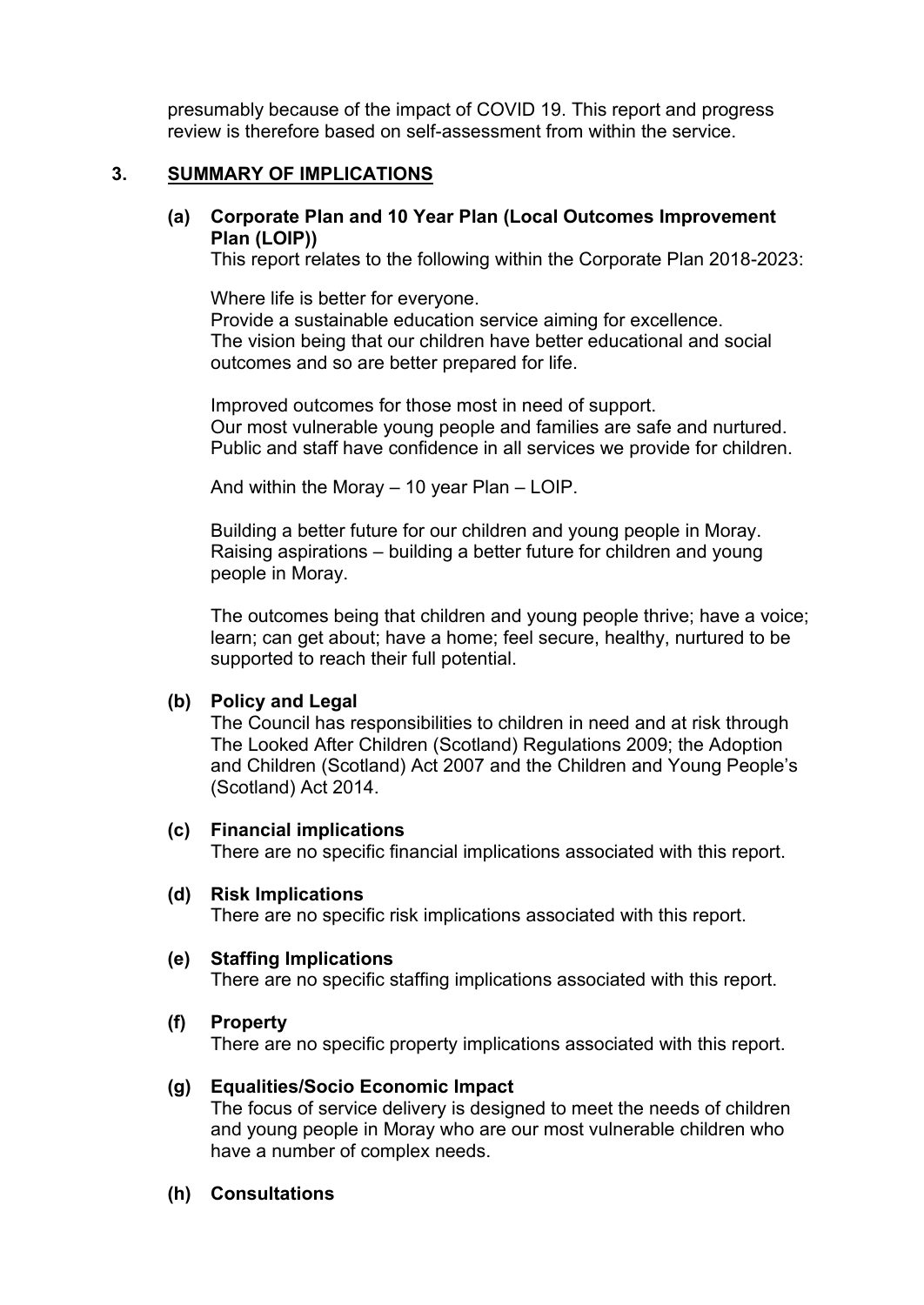presumably because of the impact of COVID 19. This report and progress review is therefore based on self-assessment from within the service.

## 3. SUMMARY OF IMPLICATIONS

**(a) Corporate Plan and 10 Year Plan (Local Outcomes Improvement Plan (LOIP))**

This report relates to the following within the Corporate Plan 2018-2023:

Where life is better for everyone.
Provide a sustainable education service aiming for excellence.
The vision being that our children have better educational and social outcomes and so are better prepared for life.

Improved outcomes for those most in need of support.
Our most vulnerable young people and families are safe and nurtured.
Public and staff have confidence in all services we provide for children.

And within the Moray – 10 year Plan – LOIP.

Building a better future for our children and young people in Moray.
Raising aspirations – building a better future for children and young people in Moray.

The outcomes being that children and young people thrive; have a voice; learn; can get about; have a home; feel secure, healthy, nurtured to be supported to reach their full potential.

**(b) Policy and Legal**

The Council has responsibilities to children in need and at risk through The Looked After Children (Scotland) Regulations 2009; the Adoption and Children (Scotland) Act 2007 and the Children and Young People's (Scotland) Act 2014.

**(c) Financial implications**

There are no specific financial implications associated with this report.

**(d) Risk Implications**

There are no specific risk implications associated with this report.

**(e) Staffing Implications**

There are no specific staffing implications associated with this report.

**(f) Property**

There are no specific property implications associated with this report.

**(g) Equalities/Socio Economic Impact**

The focus of service delivery is designed to meet the needs of children and young people in Moray who are our most vulnerable children who have a number of complex needs.

**(h) Consultations**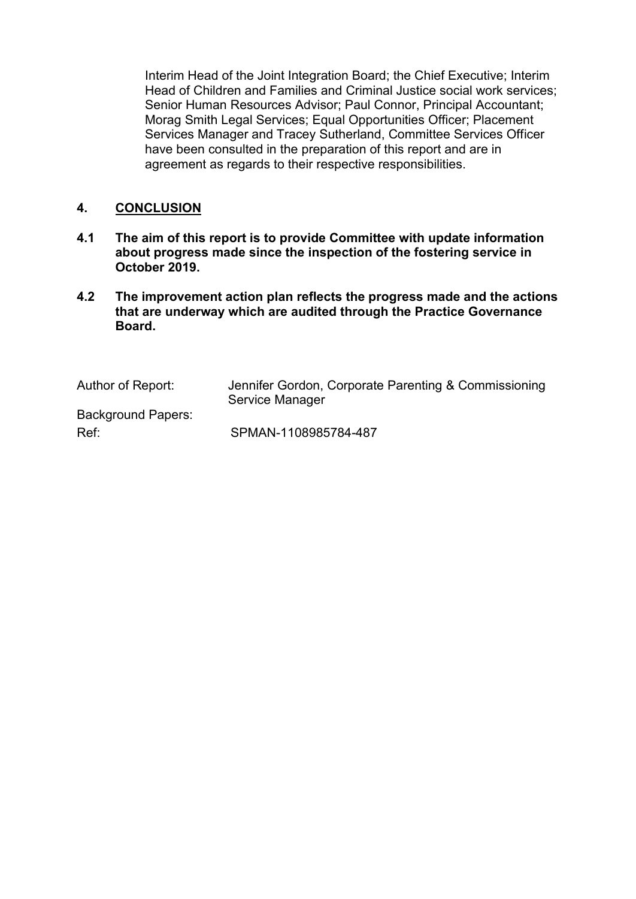Interim Head of the Joint Integration Board; the Chief Executive; Interim Head of Children and Families and Criminal Justice social work services; Senior Human Resources Advisor; Paul Connor, Principal Accountant; Morag Smith Legal Services; Equal Opportunities Officer; Placement Services Manager and Tracey Sutherland, Committee Services Officer have been consulted in the preparation of this report and are in agreement as regards to their respective responsibilities.

## 4. CONCLUSION

**4.1 The aim of this report is to provide Committee with update information about progress made since the inspection of the fostering service in October 2019.**

**4.2 The improvement action plan reflects the progress made and the actions that are underway which are audited through the Practice Governance Board.**

| | |
|---|---|
| Author of Report: | Jennifer Gordon, Corporate Parenting & Commissioning Service Manager |
| Background Papers: | |
| Ref: | SPMAN-1108985784-487 |